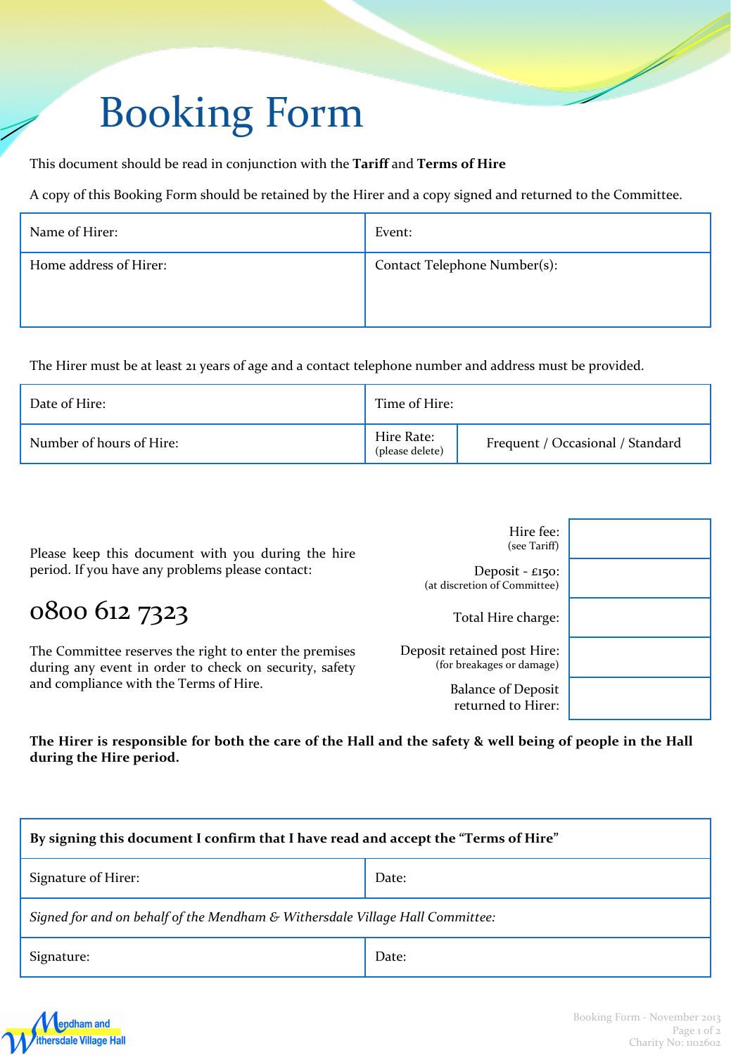# Booking Form

This document should be read in conjunction with the **Tariff** and **Terms of Hire**

A copy of this Booking Form should be retained by the Hirer and a copy signed and returned to the Committee.

| Name of Hirer: | Event: |
|---|---|
| Home address of Hirer: | Contact Telephone Number(s): |

The Hirer must be at least 21 years of age and a contact telephone number and address must be provided.

| Date of Hire: | Time of Hire: | |
|---|---|---|
| Number of hours of Hire: | Hire Rate: (please delete) | Frequent / Occasional / Standard |

Please keep this document with you during the hire period. If you have any problems please contact:

## 0800 612 7323

The Committee reserves the right to enter the premises during any event in order to check on security, safety and compliance with the Terms of Hire.

| | |
|---|---|
| Hire fee: (see Tariff) | |
| Deposit - £150: (at discretion of Committee) | |
| Total Hire charge: | |
| Deposit retained post Hire: (for breakages or damage) | |
| Balance of Deposit returned to Hirer: | |

**The Hirer is responsible for both the care of the Hall and the safety & well being of people in the Hall during the Hire period.**

| **By signing this document I confirm that I have read and accept the "Terms of Hire"** | |
|---|---|
| Signature of Hirer: | Date: |
| *Signed for and on behalf of the Mendham & Withersdale Village Hall Committee:* | |
| Signature: | Date: |

Mendham and Withersdale Village Hall

Booking Form - November 2013

Charity No: 1102602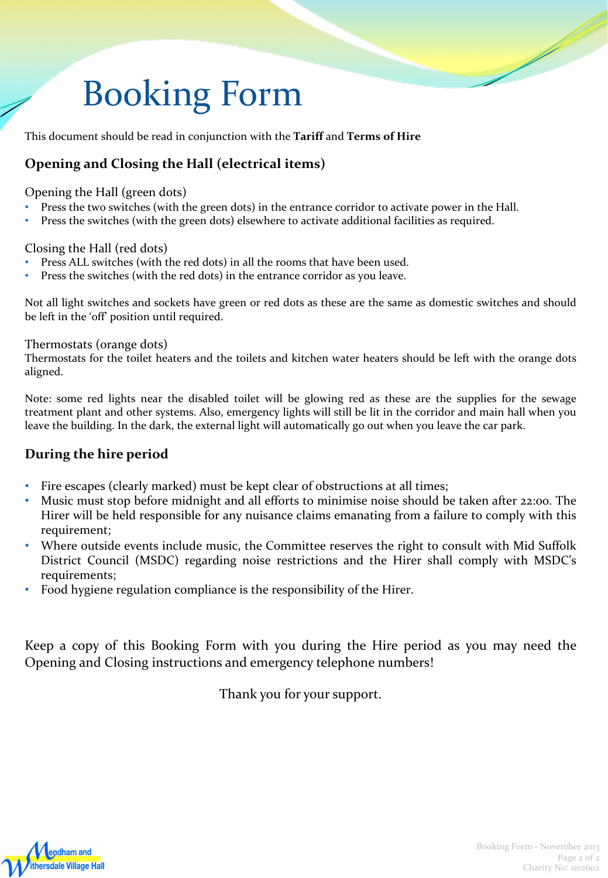# Booking Form

This document should be read in conjunction with the **Tariff** and **Terms of Hire**

## Opening and Closing the Hall (electrical items)

Opening the Hall (green dots)

- Press the two switches (with the green dots) in the entrance corridor to activate power in the Hall.
- Press the switches (with the green dots) elsewhere to activate additional facilities as required.

Closing the Hall (red dots)

- Press ALL switches (with the red dots) in all the rooms that have been used.
- Press the switches (with the red dots) in the entrance corridor as you leave.

Not all light switches and sockets have green or red dots as these are the same as domestic switches and should be left in the 'off' position until required.

Thermostats (orange dots)
Thermostats for the toilet heaters and the toilets and kitchen water heaters should be left with the orange dots aligned.

Note: some red lights near the disabled toilet will be glowing red as these are the supplies for the sewage treatment plant and other systems. Also, emergency lights will still be lit in the corridor and main hall when you leave the building. In the dark, the external light will automatically go out when you leave the car park.

## During the hire period

- Fire escapes (clearly marked) must be kept clear of obstructions at all times;
- Music must stop before midnight and all efforts to minimise noise should be taken after 22:00. The Hirer will be held responsible for any nuisance claims emanating from a failure to comply with this requirement;
- Where outside events include music, the Committee reserves the right to consult with Mid Suffolk District Council (MSDC) regarding noise restrictions and the Hirer shall comply with MSDC's requirements;
- Food hygiene regulation compliance is the responsibility of the Hirer.

Keep a copy of this Booking Form with you during the Hire period as you may need the Opening and Closing instructions and emergency telephone numbers!

Thank you for your support.

Mendham and Withersdale Village Hall

Booking Form - November 2013
Charity No: 1102602